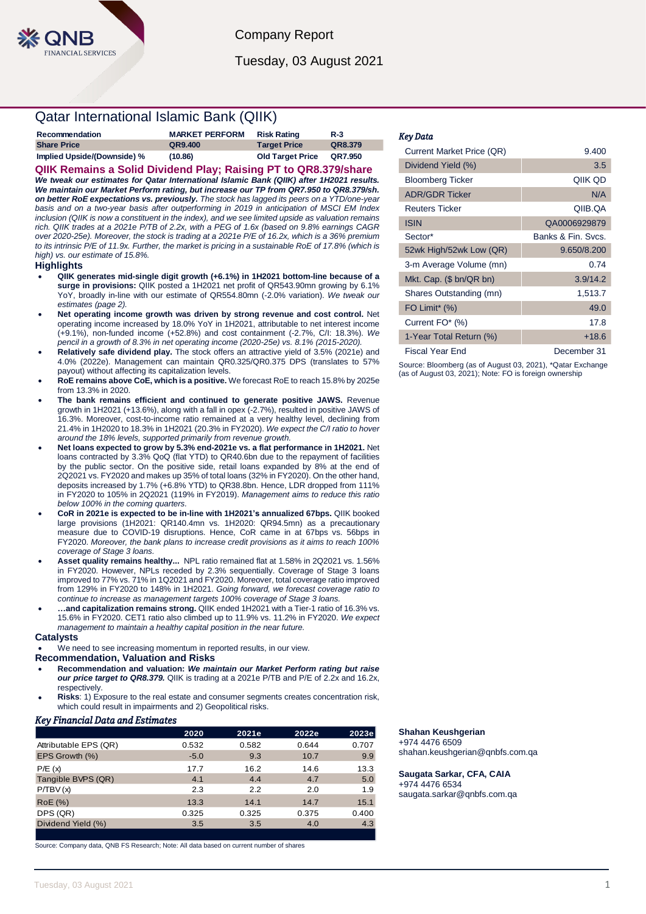Company Report

Tuesday, 03 August 2021

# Qatar International Islamic Bank (QIIK)

| Recommendation | MARKET PERFORM | Risk Rating | R-3 |
|---|---|---|---|
| Share Price | QR9.400 | Target Price | QR8.379 |
| Implied Upside/(Downside) % | (10.86) | Old Target Price | QR7.950 |

## QIIK Remains a Solid Dividend Play; Raising PT to QR8.379/share

***We tweak our estimates for Qatar International Islamic Bank (QIIK) after 1H2021 results. We maintain our Market Perform rating, but increase our TP from QR7.950 to QR8.379/sh. on better RoE expectations vs. previously.*** *The stock has lagged its peers on a YTD/one-year basis and on a two-year basis after outperforming in 2019 in anticipation of MSCI EM Index inclusion (QIIK is now a constituent in the index), and we see limited upside as valuation remains rich. QIIK trades at a 2021e P/TB of 2.2x, with a PEG of 1.6x (based on 9.8% earnings CAGR over 2020-25e). Moreover, the stock is trading at a 2021e P/E of 16.2x, which is a 36% premium to its intrinsic P/E of 11.9x. Further, the market is pricing in a sustainable RoE of 17.8% (which is high) vs. our estimate of 15.8%.*

### Highlights

- **QIIK generates mid-single digit growth (+6.1%) in 1H2021 bottom-line because of a surge in provisions:** QIIK posted a 1H2021 net profit of QR543.90mn growing by 6.1% YoY, broadly in-line with our estimate of QR554.80mn (-2.0% variation). *We tweak our estimates (page 2).*
- **Net operating income growth was driven by strong revenue and cost control.** Net operating income increased by 18.0% YoY in 1H2021, attributable to net interest income (+9.1%), non-funded income (+52.8%) and cost containment (-2.7%, C/I: 18.3%). *We pencil in a growth of 8.3% in net operating income (2020-25e) vs. 8.1% (2015-2020).*
- **Relatively safe dividend play.** The stock offers an attractive yield of 3.5% (2021e) and 4.0% (2022e). Management can maintain QR0.325/QR0.375 DPS (translates to 57% payout) without affecting its capitalization levels.
- **RoE remains above CoE, which is a positive.** We forecast RoE to reach 15.8% by 2025e from 13.3% in 2020.
- **The bank remains efficient and continued to generate positive JAWS.** Revenue growth in 1H2021 (+13.6%), along with a fall in opex (-2.7%), resulted in positive JAWS of 16.3%. Moreover, cost-to-income ratio remained at a very healthy level, declining from 21.4% in 1H2020 to 18.3% in 1H2021 (20.3% in FY2020). *We expect the C/I ratio to hover around the 18% levels, supported primarily from revenue growth.*
- **Net loans expected to grow by 5.3% end-2021e vs. a flat performance in 1H2021.** Net loans contracted by 3.3% QoQ (flat YTD) to QR40.6bn due to the repayment of facilities by the public sector. On the positive side, retail loans expanded by 8% at the end of 2Q2021 vs. FY2020 and makes up 35% of total loans (32% in FY2020). On the other hand, deposits increased by 1.7% (+6.8% YTD) to QR38.8bn. Hence, LDR dropped from 111% in FY2020 to 105% in 2Q2021 (119% in FY2019). *Management aims to reduce this ratio below 100% in the coming quarters.*
- **CoR in 2021e is expected to be in-line with 1H2021's annualized 67bps.** QIIK booked large provisions (1H2021: QR140.4mn vs. 1H2020: QR94.5mn) as a precautionary measure due to COVID-19 disruptions. Hence, CoR came in at 67bps vs. 56bps in FY2020. *Moreover, the bank plans to increase credit provisions as it aims to reach 100% coverage of Stage 3 loans.*
- **Asset quality remains healthy...** NPL ratio remained flat at 1.58% in 2Q2021 vs. 1.56% in FY2020. However, NPLs receded by 2.3% sequentially. Coverage of Stage 3 loans improved to 77% vs. 71% in 1Q2021 and FY2020. Moreover, total coverage ratio improved from 129% in FY2020 to 148% in 1H2021. *Going forward, we forecast coverage ratio to continue to increase as management targets 100% coverage of Stage 3 loans.*
- **…and capitalization remains strong.** QIIK ended 1H2021 with a Tier-1 ratio of 16.3% vs. 15.6% in FY2020. CET1 ratio also climbed up to 11.9% vs. 11.2% in FY2020. *We expect management to maintain a healthy capital position in the near future.*

### Catalysts

- We need to see increasing momentum in reported results, in our view.

### Recommendation, Valuation and Risks

- **Recommendation and valuation:** ***We maintain our Market Perform rating but raise our price target to QR8.379.*** QIIK is trading at a 2021e P/TB and P/E of 2.2x and 16.2x, respectively.
- **Risks**: 1) Exposure to the real estate and consumer segments creates concentration risk, which could result in impairments and 2) Geopolitical risks.

### *Key Financial Data and Estimates*

| | 2020 | 2021e | 2022e | 2023e |
|---|---|---|---|---|
| Attributable EPS (QR) | 0.532 | 0.582 | 0.644 | 0.707 |
| EPS Growth (%) | -5.0 | 9.3 | 10.7 | 9.9 |
| P/E (x) | 17.7 | 16.2 | 14.6 | 13.3 |
| Tangible BVPS (QR) | 4.1 | 4.4 | 4.7 | 5.0 |
| P/TBV (x) | 2.3 | 2.2 | 2.0 | 1.9 |
| RoE (%) | 13.3 | 14.1 | 14.7 | 15.1 |
| DPS (QR) | 0.325 | 0.325 | 0.375 | 0.400 |
| Dividend Yield (%) | 3.5 | 3.5 | 4.0 | 4.3 |

Source: Company data, QNB FS Research; Note: All data based on current number of shares

### *Key Data*

| | |
|---|---|
| Current Market Price (QR) | 9.400 |
| Dividend Yield (%) | 3.5 |
| Bloomberg Ticker | QIIK QD |
| ADR/GDR Ticker | N/A |
| Reuters Ticker | QIIB.QA |
| ISIN | QA0006929879 |
| Sector* | Banks & Fin. Svcs. |
| 52wk High/52wk Low (QR) | 9.650/8.200 |
| 3-m Average Volume (mn) | 0.74 |
| Mkt. Cap. ($ bn/QR bn) | 3.9/14.2 |
| Shares Outstanding (mn) | 1,513.7 |
| FO Limit* (%) | 49.0 |
| Current FO* (%) | 17.8 |
| 1-Year Total Return (%) | +18.6 |
| Fiscal Year End | December 31 |

Source: Bloomberg (as of August 03, 2021), *Qatar Exchange (as of August 03, 2021); Note: FO is foreign ownership

**Shahan Keushgerian**
+974 4476 6509
shahan.keushgerian@qnbfs.com.qa

**Saugata Sarkar, CFA, CAIA**
+974 4476 6534
saugata.sarkar@qnbfs.com.qa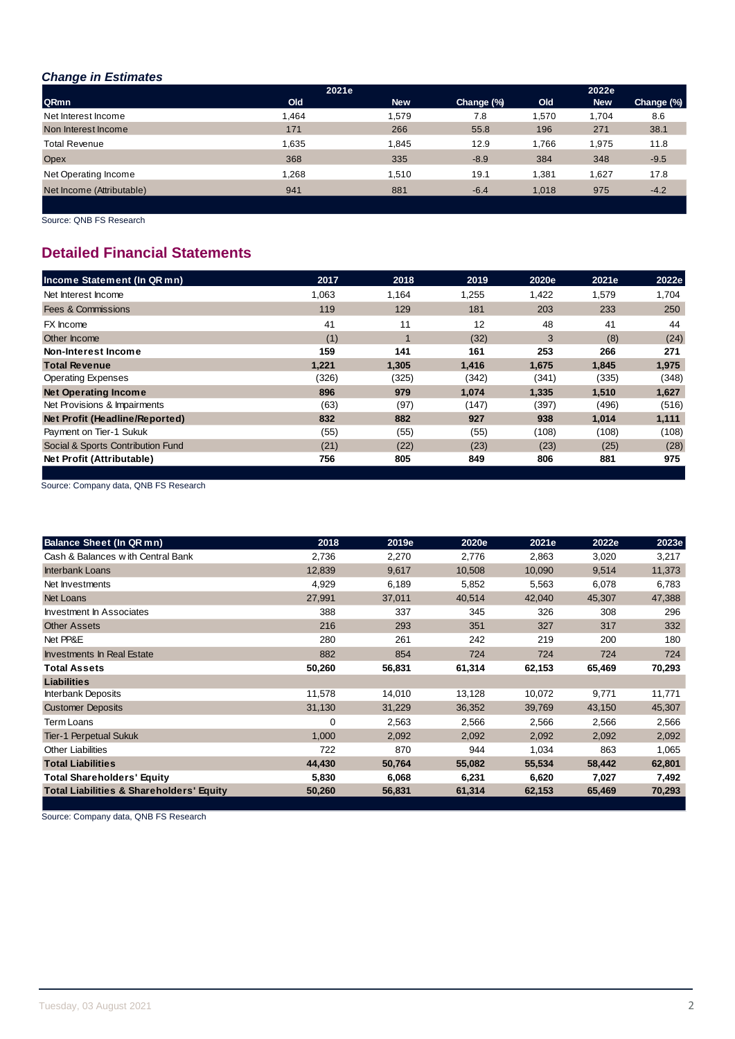### *Change in Estimates*

| | 2021e | | | 2022e | | |
|---|---|---|---|---|---|---|
| QRmn | Old | New | Change (%) | Old | New | Change (%) |
| Net Interest Income | 1,464 | 1,579 | 7.8 | 1,570 | 1,704 | 8.6 |
| Non Interest Income | 171 | 266 | 55.8 | 196 | 271 | 38.1 |
| Total Revenue | 1,635 | 1,845 | 12.9 | 1,766 | 1,975 | 11.8 |
| Opex | 368 | 335 | -8.9 | 384 | 348 | -9.5 |
| Net Operating Income | 1,268 | 1,510 | 19.1 | 1,381 | 1,627 | 17.8 |
| Net Income (Attributable) | 941 | 881 | -6.4 | 1,018 | 975 | -4.2 |

Source: QNB FS Research

## Detailed Financial Statements

| Income Statement (In QR mn) | 2017 | 2018 | 2019 | 2020e | 2021e | 2022e |
|---|---|---|---|---|---|---|
| Net Interest Income | 1,063 | 1,164 | 1,255 | 1,422 | 1,579 | 1,704 |
| Fees & Commissions | 119 | 129 | 181 | 203 | 233 | 250 |
| FX Income | 41 | 11 | 12 | 48 | 41 | 44 |
| Other Income | (1) | 1 | (32) | 3 | (8) | (24) |
| **Non-Interest Income** | **159** | **141** | **161** | **253** | **266** | **271** |
| **Total Revenue** | **1,221** | **1,305** | **1,416** | **1,675** | **1,845** | **1,975** |
| Operating Expenses | (326) | (325) | (342) | (341) | (335) | (348) |
| **Net Operating Income** | **896** | **979** | **1,074** | **1,335** | **1,510** | **1,627** |
| Net Provisions & Impairments | (63) | (97) | (147) | (397) | (496) | (516) |
| **Net Profit (Headline/Reported)** | **832** | **882** | **927** | **938** | **1,014** | **1,111** |
| Payment on Tier-1 Sukuk | (55) | (55) | (55) | (108) | (108) | (108) |
| Social & Sports Contribution Fund | (21) | (22) | (23) | (23) | (25) | (28) |
| **Net Profit (Attributable)** | **756** | **805** | **849** | **806** | **881** | **975** |

Source: Company data, QNB FS Research

| Balance Sheet (In QR mn) | 2018 | 2019e | 2020e | 2021e | 2022e | 2023e |
|---|---|---|---|---|---|---|
| Cash & Balances with Central Bank | 2,736 | 2,270 | 2,776 | 2,863 | 3,020 | 3,217 |
| Interbank Loans | 12,839 | 9,617 | 10,508 | 10,090 | 9,514 | 11,373 |
| Net Investments | 4,929 | 6,189 | 5,852 | 5,563 | 6,078 | 6,783 |
| Net Loans | 27,991 | 37,011 | 40,514 | 42,040 | 45,307 | 47,388 |
| Investment In Associates | 388 | 337 | 345 | 326 | 308 | 296 |
| Other Assets | 216 | 293 | 351 | 327 | 317 | 332 |
| Net PP&E | 280 | 261 | 242 | 219 | 200 | 180 |
| Investments In Real Estate | 882 | 854 | 724 | 724 | 724 | 724 |
| **Total Assets** | **50,260** | **56,831** | **61,314** | **62,153** | **65,469** | **70,293** |
| **Liabilities** | | | | | | |
| Interbank Deposits | 11,578 | 14,010 | 13,128 | 10,072 | 9,771 | 11,771 |
| Customer Deposits | 31,130 | 31,229 | 36,352 | 39,769 | 43,150 | 45,307 |
| Term Loans | 0 | 2,563 | 2,566 | 2,566 | 2,566 | 2,566 |
| Tier-1 Perpetual Sukuk | 1,000 | 2,092 | 2,092 | 2,092 | 2,092 | 2,092 |
| Other Liabilities | 722 | 870 | 944 | 1,034 | 863 | 1,065 |
| **Total Liabilities** | **44,430** | **50,764** | **55,082** | **55,534** | **58,442** | **62,801** |
| **Total Shareholders' Equity** | **5,830** | **6,068** | **6,231** | **6,620** | **7,027** | **7,492** |
| **Total Liabilities & Shareholders' Equity** | **50,260** | **56,831** | **61,314** | **62,153** | **65,469** | **70,293** |

Source: Company data, QNB FS Research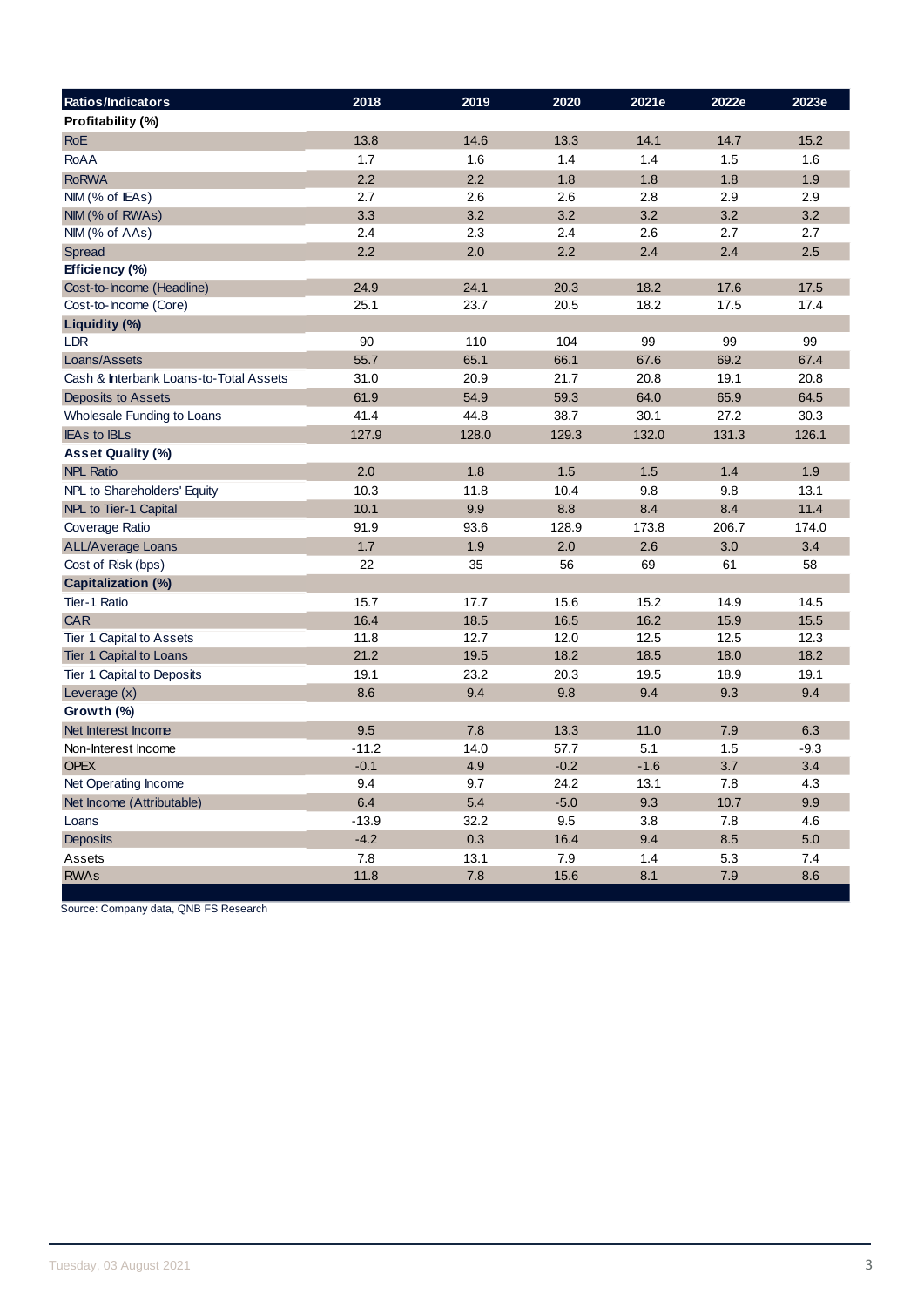| Ratios/Indicators | 2018 | 2019 | 2020 | 2021e | 2022e | 2023e |
|---|---|---|---|---|---|---|
| **Profitability (%)** | | | | | | |
| RoE | 13.8 | 14.6 | 13.3 | 14.1 | 14.7 | 15.2 |
| RoAA | 1.7 | 1.6 | 1.4 | 1.4 | 1.5 | 1.6 |
| RoRWA | 2.2 | 2.2 | 1.8 | 1.8 | 1.8 | 1.9 |
| NIM (% of IEAs) | 2.7 | 2.6 | 2.6 | 2.8 | 2.9 | 2.9 |
| NIM (% of RWAs) | 3.3 | 3.2 | 3.2 | 3.2 | 3.2 | 3.2 |
| NIM (% of AAs) | 2.4 | 2.3 | 2.4 | 2.6 | 2.7 | 2.7 |
| Spread | 2.2 | 2.0 | 2.2 | 2.4 | 2.4 | 2.5 |
| **Efficiency (%)** | | | | | | |
| Cost-to-Income (Headline) | 24.9 | 24.1 | 20.3 | 18.2 | 17.6 | 17.5 |
| Cost-to-Income (Core) | 25.1 | 23.7 | 20.5 | 18.2 | 17.5 | 17.4 |
| **Liquidity (%)** | | | | | | |
| LDR | 90 | 110 | 104 | 99 | 99 | 99 |
| Loans/Assets | 55.7 | 65.1 | 66.1 | 67.6 | 69.2 | 67.4 |
| Cash & Interbank Loans-to-Total Assets | 31.0 | 20.9 | 21.7 | 20.8 | 19.1 | 20.8 |
| Deposits to Assets | 61.9 | 54.9 | 59.3 | 64.0 | 65.9 | 64.5 |
| Wholesale Funding to Loans | 41.4 | 44.8 | 38.7 | 30.1 | 27.2 | 30.3 |
| IEAs to IBLs | 127.9 | 128.0 | 129.3 | 132.0 | 131.3 | 126.1 |
| **Asset Quality (%)** | | | | | | |
| NPL Ratio | 2.0 | 1.8 | 1.5 | 1.5 | 1.4 | 1.9 |
| NPL to Shareholders' Equity | 10.3 | 11.8 | 10.4 | 9.8 | 9.8 | 13.1 |
| NPL to Tier-1 Capital | 10.1 | 9.9 | 8.8 | 8.4 | 8.4 | 11.4 |
| Coverage Ratio | 91.9 | 93.6 | 128.9 | 173.8 | 206.7 | 174.0 |
| ALL/Average Loans | 1.7 | 1.9 | 2.0 | 2.6 | 3.0 | 3.4 |
| Cost of Risk (bps) | 22 | 35 | 56 | 69 | 61 | 58 |
| **Capitalization (%)** | | | | | | |
| Tier-1 Ratio | 15.7 | 17.7 | 15.6 | 15.2 | 14.9 | 14.5 |
| CAR | 16.4 | 18.5 | 16.5 | 16.2 | 15.9 | 15.5 |
| Tier 1 Capital to Assets | 11.8 | 12.7 | 12.0 | 12.5 | 12.5 | 12.3 |
| Tier 1 Capital to Loans | 21.2 | 19.5 | 18.2 | 18.5 | 18.0 | 18.2 |
| Tier 1 Capital to Deposits | 19.1 | 23.2 | 20.3 | 19.5 | 18.9 | 19.1 |
| Leverage (x) | 8.6 | 9.4 | 9.8 | 9.4 | 9.3 | 9.4 |
| **Growth (%)** | | | | | | |
| Net Interest Income | 9.5 | 7.8 | 13.3 | 11.0 | 7.9 | 6.3 |
| Non-Interest Income | -11.2 | 14.0 | 57.7 | 5.1 | 1.5 | -9.3 |
| OPEX | -0.1 | 4.9 | -0.2 | -1.6 | 3.7 | 3.4 |
| Net Operating Income | 9.4 | 9.7 | 24.2 | 13.1 | 7.8 | 4.3 |
| Net Income (Attributable) | 6.4 | 5.4 | -5.0 | 9.3 | 10.7 | 9.9 |
| Loans | -13.9 | 32.2 | 9.5 | 3.8 | 7.8 | 4.6 |
| Deposits | -4.2 | 0.3 | 16.4 | 9.4 | 8.5 | 5.0 |
| Assets | 7.8 | 13.1 | 7.9 | 1.4 | 5.3 | 7.4 |
| RWAs | 11.8 | 7.8 | 15.6 | 8.1 | 7.9 | 8.6 |

Source: Company data, QNB FS Research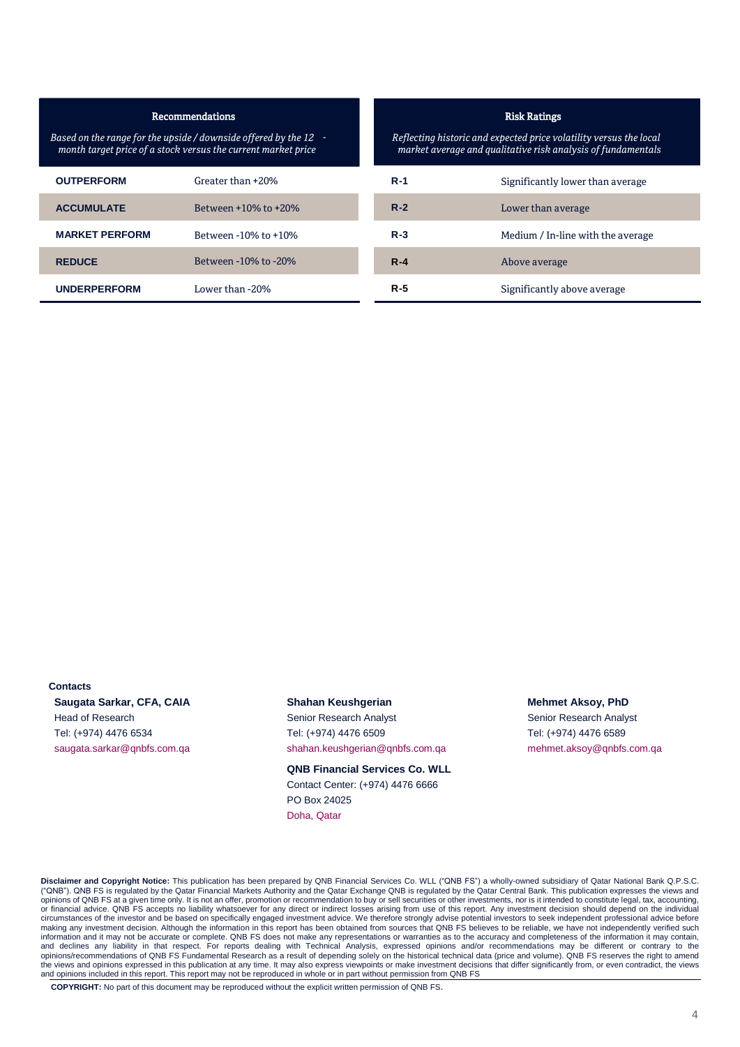| Recommendations | |
|---|---|
| *Based on the range for the upside / downside offered by the 12 - month target price of a stock versus the current market price* | |
| **OUTPERFORM** | Greater than +20% |
| **ACCUMULATE** | Between +10% to +20% |
| **MARKET PERFORM** | Between -10% to +10% |
| **REDUCE** | Between -10% to -20% |
| **UNDERPERFORM** | Lower than -20% |

| Risk Ratings | |
|---|---|
| *Reflecting historic and expected price volatility versus the local market average and qualitative risk analysis of fundamentals* | |
| **R-1** | Significantly lower than average |
| **R-2** | Lower than average |
| **R-3** | Medium / In-line with the average |
| **R-4** | Above average |
| **R-5** | Significantly above average |

**Contacts**

**Saugata Sarkar, CFA, CAIA**
Head of Research
Tel: (+974) 4476 6534
saugata.sarkar@qnbfs.com.qa

**Shahan Keushgerian**
Senior Research Analyst
Tel: (+974) 4476 6509
shahan.keushgerian@qnbfs.com.qa

**Mehmet Aksoy, PhD**
Senior Research Analyst
Tel: (+974) 4476 6589
mehmet.aksoy@qnbfs.com.qa

**QNB Financial Services Co. WLL**
Contact Center: (+974) 4476 6666
PO Box 24025
Doha, Qatar

**Disclaimer and Copyright Notice:** This publication has been prepared by QNB Financial Services Co. WLL ("QNB FS") a wholly-owned subsidiary of Qatar National Bank Q.P.S.C. ("QNB"). QNB FS is regulated by the Qatar Financial Markets Authority and the Qatar Exchange QNB is regulated by the Qatar Central Bank. This publication expresses the views and opinions of QNB FS at a given time only. It is not an offer, promotion or recommendation to buy or sell securities or other investments, nor is it intended to constitute legal, tax, accounting, or financial advice. QNB FS accepts no liability whatsoever for any direct or indirect losses arising from use of this report. Any investment decision should depend on the individual circumstances of the investor and be based on specifically engaged investment advice. We therefore strongly advise potential investors to seek independent professional advice before making any investment decision. Although the information in this report has been obtained from sources that QNB FS believes to be reliable, we have not independently verified such information and it may not be accurate or complete. QNB FS does not make any representations or warranties as to the accuracy and completeness of the information it may contain, and declines any liability in that respect. For reports dealing with Technical Analysis, expressed opinions and/or recommendations may be different or contrary to the opinions/recommendations of QNB FS Fundamental Research as a result of depending solely on the historical technical data (price and volume). QNB FS reserves the right to amend the views and opinions expressed in this publication at any time. It may also express viewpoints or make investment decisions that differ significantly from, or even contradict, the views and opinions included in this report. This report may not be reproduced in whole or in part without permission from QNB FS

**COPYRIGHT:** No part of this document may be reproduced without the explicit written permission of QNB FS.